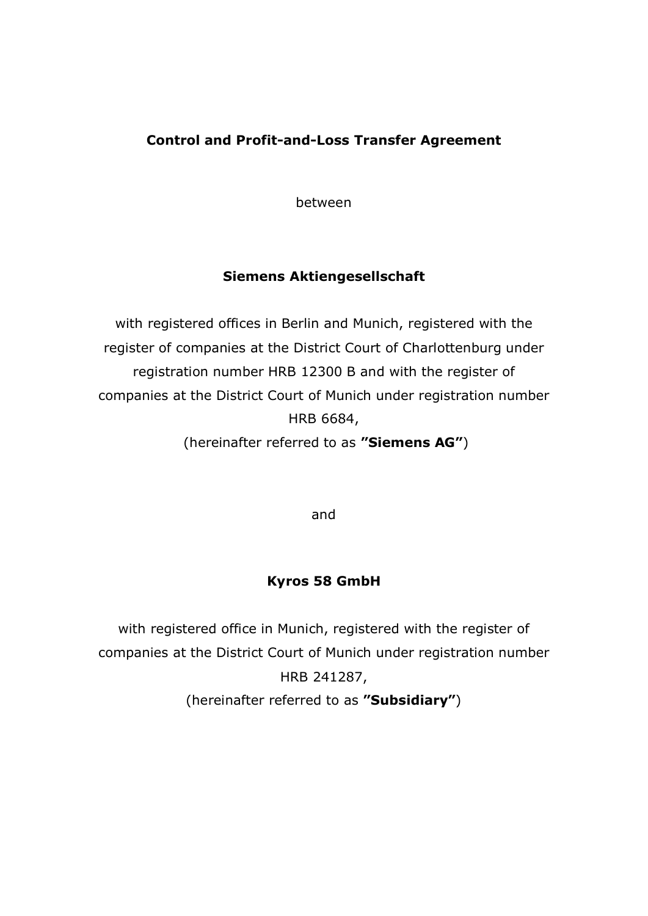# Control and Profit-and-Loss Transfer Agreement

between

**Siemens Aktiengesellschaft**

with registered offices in Berlin and Munich, registered with the register of companies at the District Court of Charlottenburg under registration number HRB 12300 B and with the register of companies at the District Court of Munich under registration number HRB 6684,

(hereinafter referred to as **"Siemens AG"**)

and

**Kyros 58 GmbH**

with registered office in Munich, registered with the register of companies at the District Court of Munich under registration number HRB 241287,

(hereinafter referred to as **"Subsidiary"**)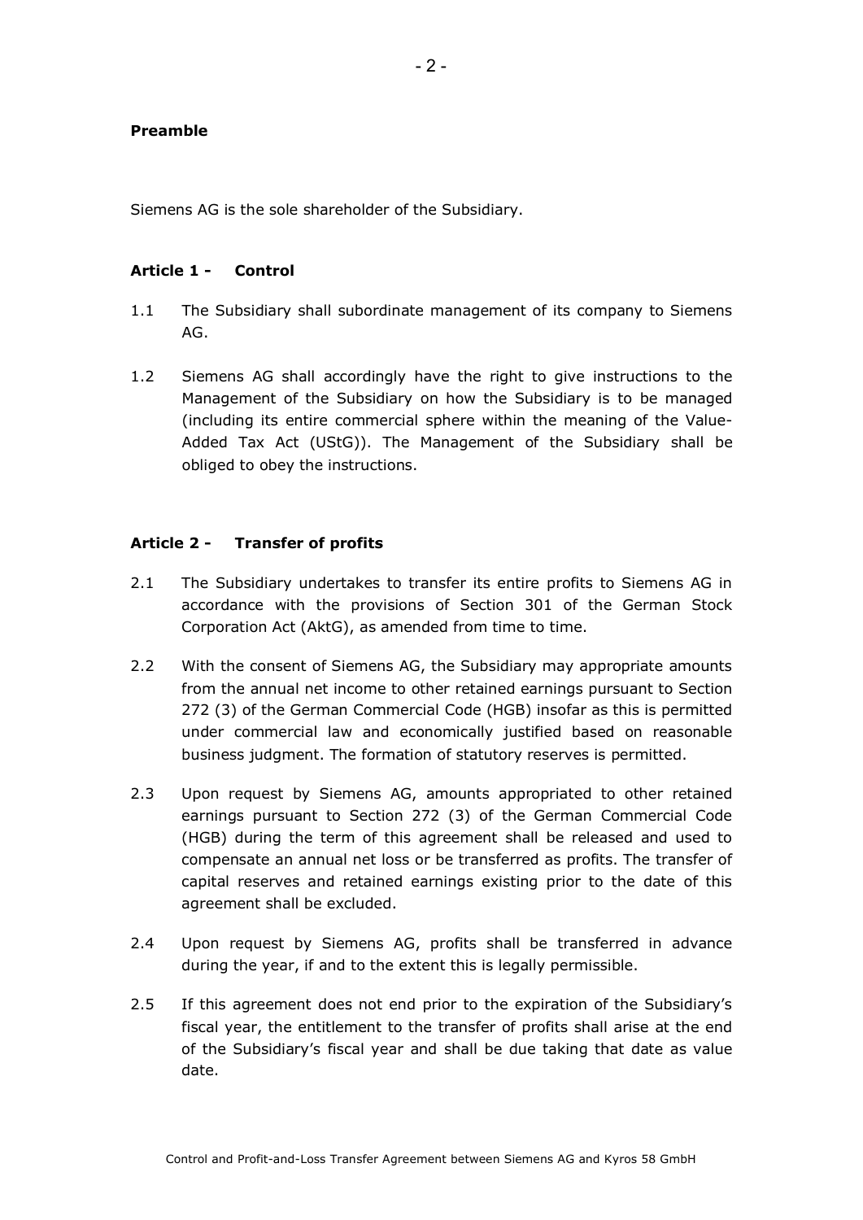**Preamble**

Siemens AG is the sole shareholder of the Subsidiary.

**Article 1 - Control**

1.1 The Subsidiary shall subordinate management of its company to Siemens AG.

1.2 Siemens AG shall accordingly have the right to give instructions to the Management of the Subsidiary on how the Subsidiary is to be managed (including its entire commercial sphere within the meaning of the Value-Added Tax Act (UStG)). The Management of the Subsidiary shall be obliged to obey the instructions.

**Article 2 - Transfer of profits**

2.1 The Subsidiary undertakes to transfer its entire profits to Siemens AG in accordance with the provisions of Section 301 of the German Stock Corporation Act (AktG), as amended from time to time.

2.2 With the consent of Siemens AG, the Subsidiary may appropriate amounts from the annual net income to other retained earnings pursuant to Section 272 (3) of the German Commercial Code (HGB) insofar as this is permitted under commercial law and economically justified based on reasonable business judgment. The formation of statutory reserves is permitted.

2.3 Upon request by Siemens AG, amounts appropriated to other retained earnings pursuant to Section 272 (3) of the German Commercial Code (HGB) during the term of this agreement shall be released and used to compensate an annual net loss or be transferred as profits. The transfer of capital reserves and retained earnings existing prior to the date of this agreement shall be excluded.

2.4 Upon request by Siemens AG, profits shall be transferred in advance during the year, if and to the extent this is legally permissible.

2.5 If this agreement does not end prior to the expiration of the Subsidiary's fiscal year, the entitlement to the transfer of profits shall arise at the end of the Subsidiary's fiscal year and shall be due taking that date as value date.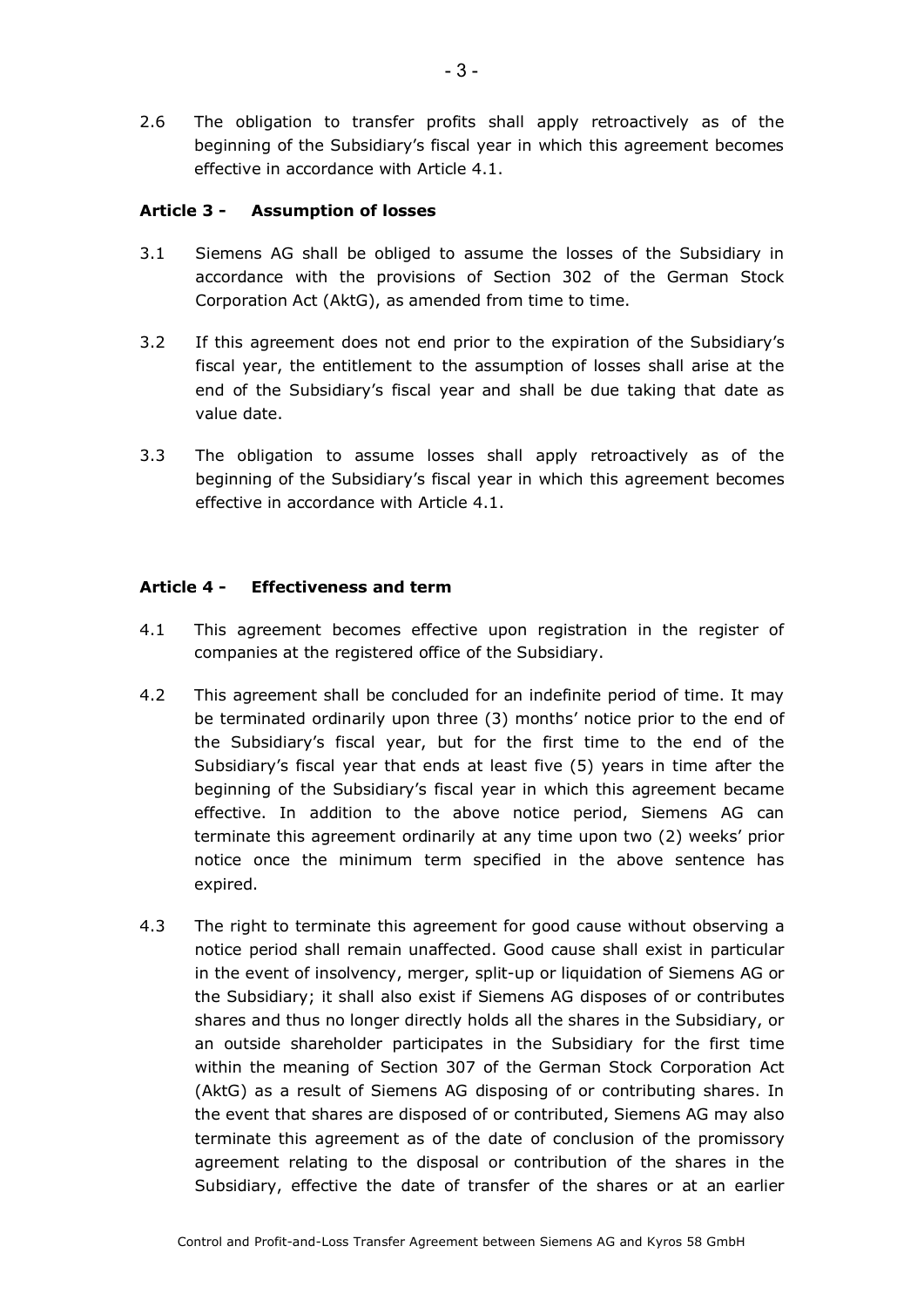2.6 The obligation to transfer profits shall apply retroactively as of the beginning of the Subsidiary's fiscal year in which this agreement becomes effective in accordance with Article 4.1.

**Article 3 - Assumption of losses**

3.1 Siemens AG shall be obliged to assume the losses of the Subsidiary in accordance with the provisions of Section 302 of the German Stock Corporation Act (AktG), as amended from time to time.

3.2 If this agreement does not end prior to the expiration of the Subsidiary's fiscal year, the entitlement to the assumption of losses shall arise at the end of the Subsidiary's fiscal year and shall be due taking that date as value date.

3.3 The obligation to assume losses shall apply retroactively as of the beginning of the Subsidiary's fiscal year in which this agreement becomes effective in accordance with Article 4.1.

**Article 4 - Effectiveness and term**

4.1 This agreement becomes effective upon registration in the register of companies at the registered office of the Subsidiary.

4.2 This agreement shall be concluded for an indefinite period of time. It may be terminated ordinarily upon three (3) months' notice prior to the end of the Subsidiary's fiscal year, but for the first time to the end of the Subsidiary's fiscal year that ends at least five (5) years in time after the beginning of the Subsidiary's fiscal year in which this agreement became effective. In addition to the above notice period, Siemens AG can terminate this agreement ordinarily at any time upon two (2) weeks' prior notice once the minimum term specified in the above sentence has expired.

4.3 The right to terminate this agreement for good cause without observing a notice period shall remain unaffected. Good cause shall exist in particular in the event of insolvency, merger, split-up or liquidation of Siemens AG or the Subsidiary; it shall also exist if Siemens AG disposes of or contributes shares and thus no longer directly holds all the shares in the Subsidiary, or an outside shareholder participates in the Subsidiary for the first time within the meaning of Section 307 of the German Stock Corporation Act (AktG) as a result of Siemens AG disposing of or contributing shares. In the event that shares are disposed of or contributed, Siemens AG may also terminate this agreement as of the date of conclusion of the promissory agreement relating to the disposal or contribution of the shares in the Subsidiary, effective the date of transfer of the shares or at an earlier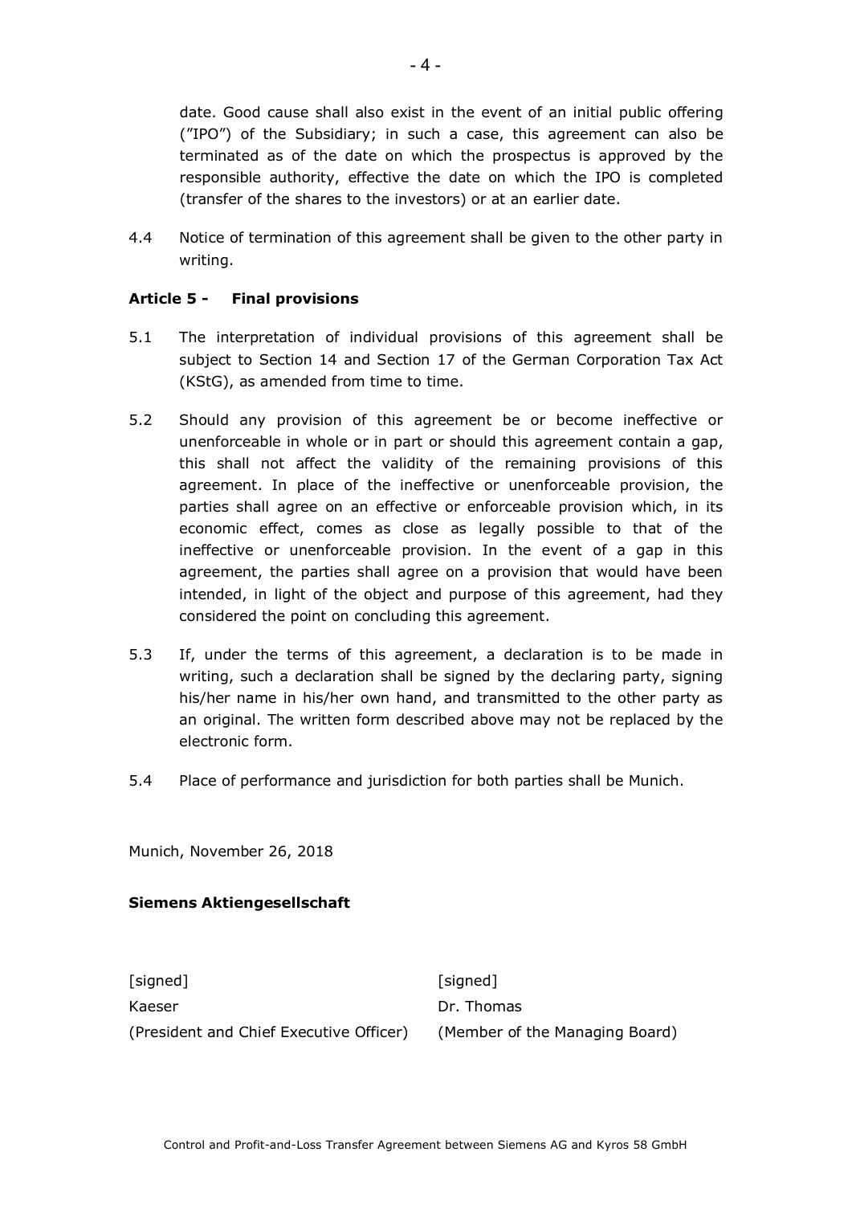date. Good cause shall also exist in the event of an initial public offering ("IPO") of the Subsidiary; in such a case, this agreement can also be terminated as of the date on which the prospectus is approved by the responsible authority, effective the date on which the IPO is completed (transfer of the shares to the investors) or at an earlier date.

4.4 Notice of termination of this agreement shall be given to the other party in writing.

**Article 5 - Final provisions**

5.1 The interpretation of individual provisions of this agreement shall be subject to Section 14 and Section 17 of the German Corporation Tax Act (KStG), as amended from time to time.

5.2 Should any provision of this agreement be or become ineffective or unenforceable in whole or in part or should this agreement contain a gap, this shall not affect the validity of the remaining provisions of this agreement. In place of the ineffective or unenforceable provision, the parties shall agree on an effective or enforceable provision which, in its economic effect, comes as close as legally possible to that of the ineffective or unenforceable provision. In the event of a gap in this agreement, the parties shall agree on a provision that would have been intended, in light of the object and purpose of this agreement, had they considered the point on concluding this agreement.

5.3 If, under the terms of this agreement, a declaration is to be made in writing, such a declaration shall be signed by the declaring party, signing his/her name in his/her own hand, and transmitted to the other party as an original. The written form described above may not be replaced by the electronic form.

5.4 Place of performance and jurisdiction for both parties shall be Munich.

Munich, November 26, 2018

**Siemens Aktiengesellschaft**

| [signed] | [signed] |
|---|---|
| Kaeser | Dr. Thomas |
| (President and Chief Executive Officer) | (Member of the Managing Board) |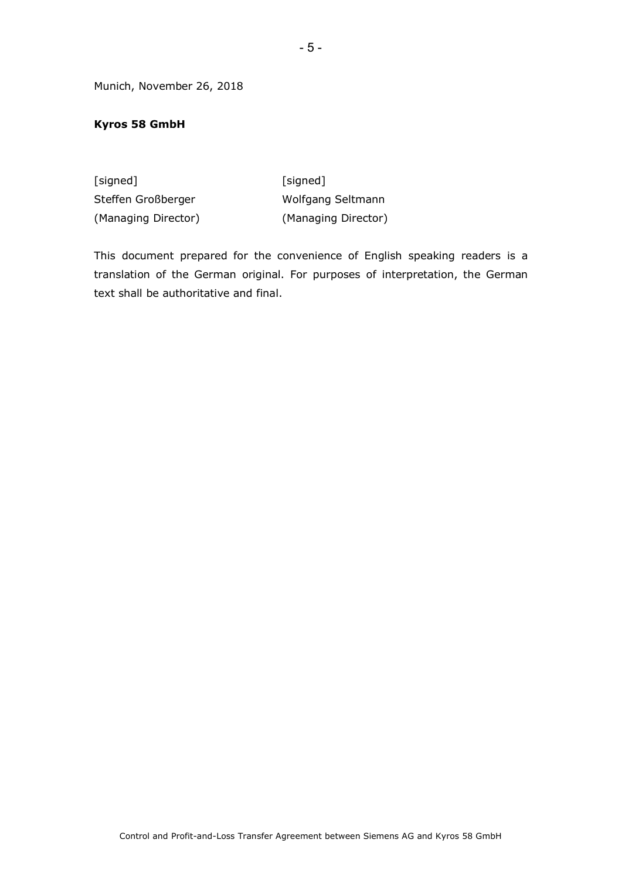Munich, November 26, 2018

**Kyros 58 GmbH**

| | |
|---|---|
| [signed] | [signed] |
| Steffen Großberger | Wolfgang Seltmann |
| (Managing Director) | (Managing Director) |

This document prepared for the convenience of English speaking readers is a translation of the German original. For purposes of interpretation, the German text shall be authoritative and final.